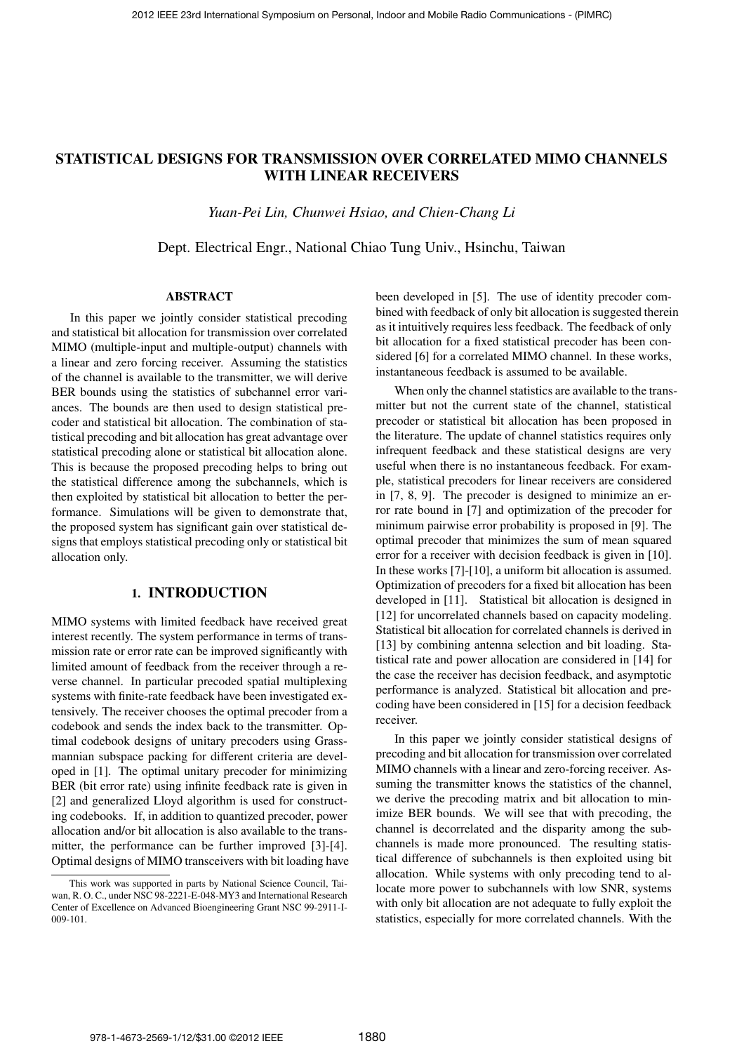# STATISTICAL DESIGNS FOR TRANSMISSION OVER CORRELATED MIMO CHANNELS WITH LINEAR RECEIVERS

*Yuan-Pei Lin, Chunwei Hsiao, and Chien-Chang Li*

Dept. Electrical Engr., National Chiao Tung Univ., Hsinchu, Taiwan

## ABSTRACT

In this paper we jointly consider statistical precoding and statistical bit allocation for transmission over correlated MIMO (multiple-input and multiple-output) channels with a linear and zero forcing receiver. Assuming the statistics of the channel is available to the transmitter, we will derive BER bounds using the statistics of subchannel error variances. The bounds are then used to design statistical precoder and statistical bit allocation. The combination of statistical precoding and bit allocation has great advantage over statistical precoding alone or statistical bit allocation alone. This is because the proposed precoding helps to bring out the statistical difference among the subchannels, which is then exploited by statistical bit allocation to better the performance. Simulations will be given to demonstrate that, the proposed system has significant gain over statistical designs that employs statistical precoding only or statistical bit allocation only.

## 1. INTRODUCTION

MIMO systems with limited feedback have received great interest recently. The system performance in terms of transmission rate or error rate can be improved significantly with limited amount of feedback from the receiver through a reverse channel. In particular precoded spatial multiplexing systems with finite-rate feedback have been investigated extensively. The receiver chooses the optimal precoder from a codebook and sends the index back to the transmitter. Optimal codebook designs of unitary precoders using Grassmannian subspace packing for different criteria are developed in [1]. The optimal unitary precoder for minimizing BER (bit error rate) using infinite feedback rate is given in [2] and generalized Lloyd algorithm is used for constructing codebooks. If, in addition to quantized precoder, power allocation and/or bit allocation is also available to the transmitter, the performance can be further improved [3]-[4]. Optimal designs of MIMO transceivers with bit loading have been developed in [5]. The use of identity precoder combined with feedback of only bit allocation is suggested therein as it intuitively requires less feedback. The feedback of only bit allocation for a fixed statistical precoder has been considered [6] for a correlated MIMO channel. In these works, instantaneous feedback is assumed to be available.

When only the channel statistics are available to the transmitter but not the current state of the channel, statistical precoder or statistical bit allocation has been proposed in the literature. The update of channel statistics requires only infrequent feedback and these statistical designs are very useful when there is no instantaneous feedback. For example, statistical precoders for linear receivers are considered in [7, 8, 9]. The precoder is designed to minimize an error rate bound in [7] and optimization of the precoder for minimum pairwise error probability is proposed in [9]. The optimal precoder that minimizes the sum of mean squared error for a receiver with decision feedback is given in [10]. In these works [7]-[10], a uniform bit allocation is assumed. Optimization of precoders for a fixed bit allocation has been developed in [11]. Statistical bit allocation is designed in [12] for uncorrelated channels based on capacity modeling. Statistical bit allocation for correlated channels is derived in [13] by combining antenna selection and bit loading. Statistical rate and power allocation are considered in [14] for the case the receiver has decision feedback, and asymptotic performance is analyzed. Statistical bit allocation and precoding have been considered in [15] for a decision feedback receiver.

In this paper we jointly consider statistical designs of precoding and bit allocation for transmission over correlated MIMO channels with a linear and zero-forcing receiver. Assuming the transmitter knows the statistics of the channel, we derive the precoding matrix and bit allocation to minimize BER bounds. We will see that with precoding, the channel is decorrelated and the disparity among the subchannels is made more pronounced. The resulting statistical difference of subchannels is then exploited using bit allocation. While systems with only precoding tend to allocate more power to subchannels with low SNR, systems with only bit allocation are not adequate to fully exploit the statistics, especially for more correlated channels. With the

This work was supported in parts by National Science Council, Taiwan, R. O. C., under NSC 98-2221-E-048-MY3 and International Research Center of Excellence on Advanced Bioengineering Grant NSC 99-2911-I-009-101.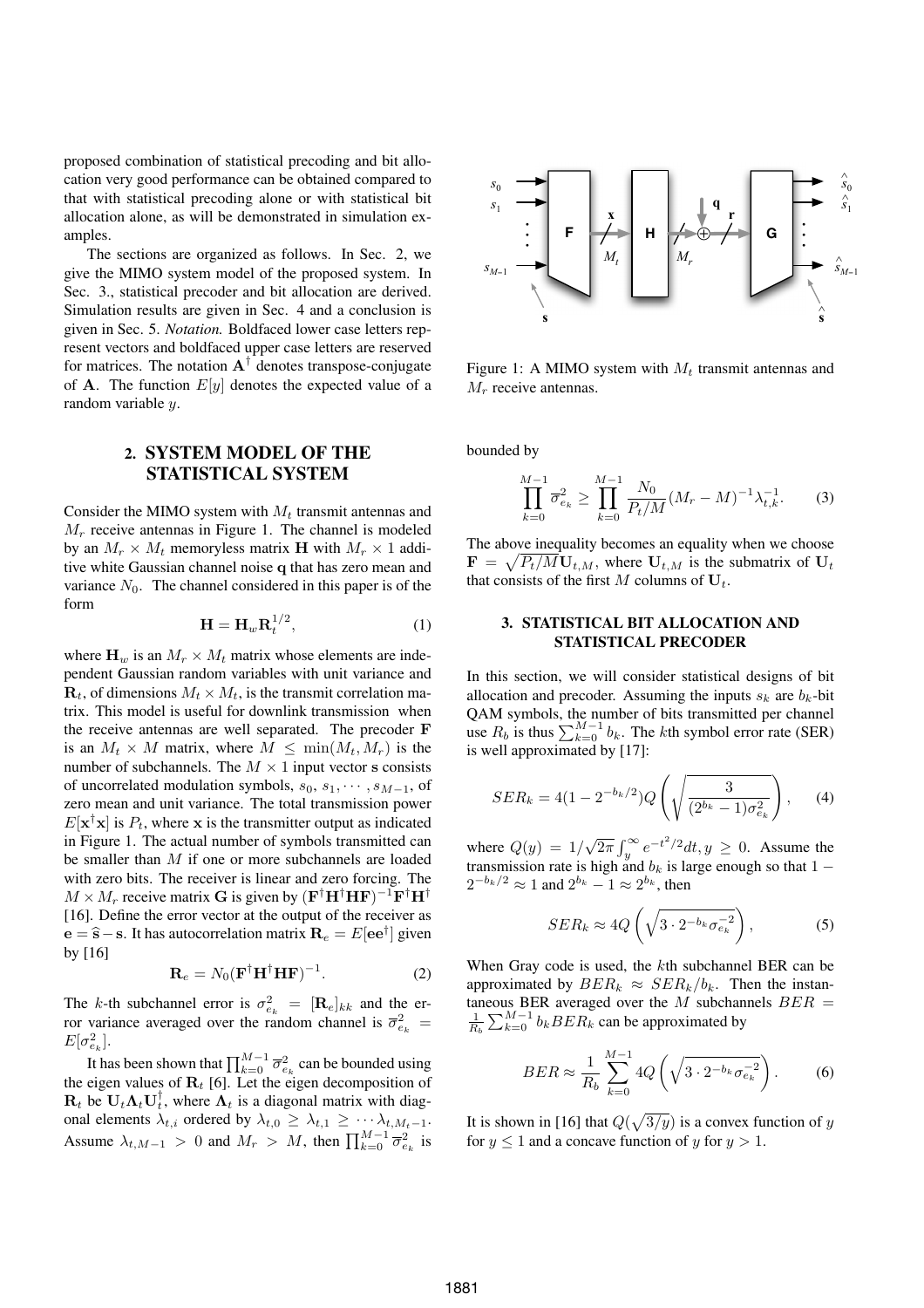proposed combination of statistical precoding and bit allocation very good performance can be obtained compared to that with statistical precoding alone or with statistical bit allocation alone, as will be demonstrated in simulation examples.

The sections are organized as follows. In Sec. 2, we give the MIMO system model of the proposed system. In Sec. 3., statistical precoder and bit allocation are derived. Simulation results are given in Sec. 4 and a conclusion is given in Sec. 5. *Notation.* Boldfaced lower case letters represent vectors and boldfaced upper case letters are reserved for matrices. The notation $\mathbf{A}^\dagger$ denotes transpose-conjugate of $\mathbf{A}$. The function $E[y]$ denotes the expected value of a random variable $y$.

## 2. SYSTEM MODEL OF THE STATISTICAL SYSTEM

Consider the MIMO system with $M_t$ transmit antennas and $M_r$ receive antennas in Figure 1. The channel is modeled by an $M_r \times M_t$ memoryless matrix $\mathbf{H}$ with $M_r \times 1$ additive white Gaussian channel noise $\mathbf{q}$ that has zero mean and variance $N_0$. The channel considered in this paper is of the form

$$\mathbf{H} = \mathbf{H}_w \mathbf{R}_t^{1/2}, \tag{1}$$

where $\mathbf{H}_w$ is an $M_r \times M_t$ matrix whose elements are independent Gaussian random variables with unit variance and $\mathbf{R}_t$, of dimensions $M_t \times M_t$, is the transmit correlation matrix. This model is useful for downlink transmission when the receive antennas are well separated. The precoder $\mathbf{F}$ is an $M_t \times M$ matrix, where $M \leq \min(M_t, M_r)$ is the number of subchannels. The $M \times 1$ input vector $\mathbf{s}$ consists of uncorrelated modulation symbols, $s_0, s_1, \cdots, s_{M-1}$, of zero mean and unit variance. The total transmission power $E[\mathbf{x}^\dagger \mathbf{x}]$ is $P_t$, where $\mathbf{x}$ is the transmitter output as indicated in Figure 1. The actual number of symbols transmitted can be smaller than $M$ if one or more subchannels are loaded with zero bits. The receiver is linear and zero forcing. The $M \times M_r$ receive matrix $\mathbf{G}$ is given by $(\mathbf{F}^\dagger\mathbf{H}^\dagger\mathbf{H}\mathbf{F})^{-1}\mathbf{F}^\dagger\mathbf{H}^\dagger$ [16]. Define the error vector at the output of the receiver as $\mathbf{e} = \widehat{\mathbf{s}} - \mathbf{s}$. It has autocorrelation matrix $\mathbf{R}_e = E[\mathbf{e}\mathbf{e}^\dagger]$ given by [16]

$$\mathbf{R}_e = N_0(\mathbf{F}^\dagger\mathbf{H}^\dagger\mathbf{H}\mathbf{F})^{-1}. \tag{2}$$

The $k$-th subchannel error is $\sigma_{e_k}^2 = [\mathbf{R}_e]_{kk}$ and the error variance averaged over the random channel is $\overline{\sigma}_{e_k}^2 = E[\sigma_{e_k}^2]$.

It has been shown that $\prod_{k=0}^{M-1} \overline{\sigma}_{e_k}^2$ can be bounded using the eigen values of $\mathbf{R}_t$ [6]. Let the eigen decomposition of $\mathbf{R}_t$ be $\mathbf{U}_t\mathbf{\Lambda}_t\mathbf{U}_t^\dagger$, where $\mathbf{\Lambda}_t$ is a diagonal matrix with diagonal elements $\lambda_{t,i}$ ordered by $\lambda_{t,0} \geq \lambda_{t,1} \geq \cdots \lambda_{t,M_t-1}$. Assume $\lambda_{t,M-1} > 0$ and $M_r > M$, then $\prod_{k=0}^{M-1} \overline{\sigma}_{e_k}^2$ is bounded by

$$\prod_{k=0}^{M-1} \overline{\sigma}_{e_k}^2 \geq \prod_{k=0}^{M-1} \frac{N_0}{P_t/M}(M_r - M)^{-1}\lambda_{t,k}^{-1}. \tag{3}$$

The above inequality becomes an equality when we choose $\mathbf{F} = \sqrt{P_t/M}\mathbf{U}_{t,M}$, where $\mathbf{U}_{t,M}$ is the submatrix of $\mathbf{U}_t$ that consists of the first $M$ columns of $\mathbf{U}_t$.

Figure 1: A MIMO system with $M_t$ transmit antennas and $M_r$ receive antennas.

## 3. STATISTICAL BIT ALLOCATION AND STATISTICAL PRECODER

In this section, we will consider statistical designs of bit allocation and precoder. Assuming the inputs $s_k$ are $b_k$-bit QAM symbols, the number of bits transmitted per channel use $R_b$ is thus $\sum_{k=0}^{M-1} b_k$. The $k$th symbol error rate (SER) is well approximated by [17]:

$$SER_k = 4(1 - 2^{-b_k/2})Q\left(\sqrt{\frac{3}{(2^{b_k} - 1)\sigma_{e_k}^2}}\right), \tag{4}$$

where $Q(y) = 1/\sqrt{2\pi}\int_y^\infty e^{-t^2/2}dt, y \geq 0$. Assume the transmission rate is high and $b_k$ is large enough so that $1 - 2^{-b_k/2} \approx 1$ and $2^{b_k} - 1 \approx 2^{b_k}$, then

$$SER_k \approx 4Q\left(\sqrt{3 \cdot 2^{-b_k}\sigma_{e_k}^{-2}}\right), \tag{5}$$

When Gray code is used, the $k$th subchannel BER can be approximated by $BER_k \approx SER_k/b_k$. Then the instantaneous BER averaged over the $M$ subchannels $BER = \frac{1}{R_b}\sum_{k=0}^{M-1} b_k BER_k$ can be approximated by

$$BER \approx \frac{1}{R_b}\sum_{k=0}^{M-1} 4Q\left(\sqrt{3 \cdot 2^{-b_k}\sigma_{e_k}^{-2}}\right). \tag{6}$$

It is shown in [16] that $Q(\sqrt{3/y})$ is a convex function of $y$ for $y \leq 1$ and a concave function of $y$ for $y > 1$.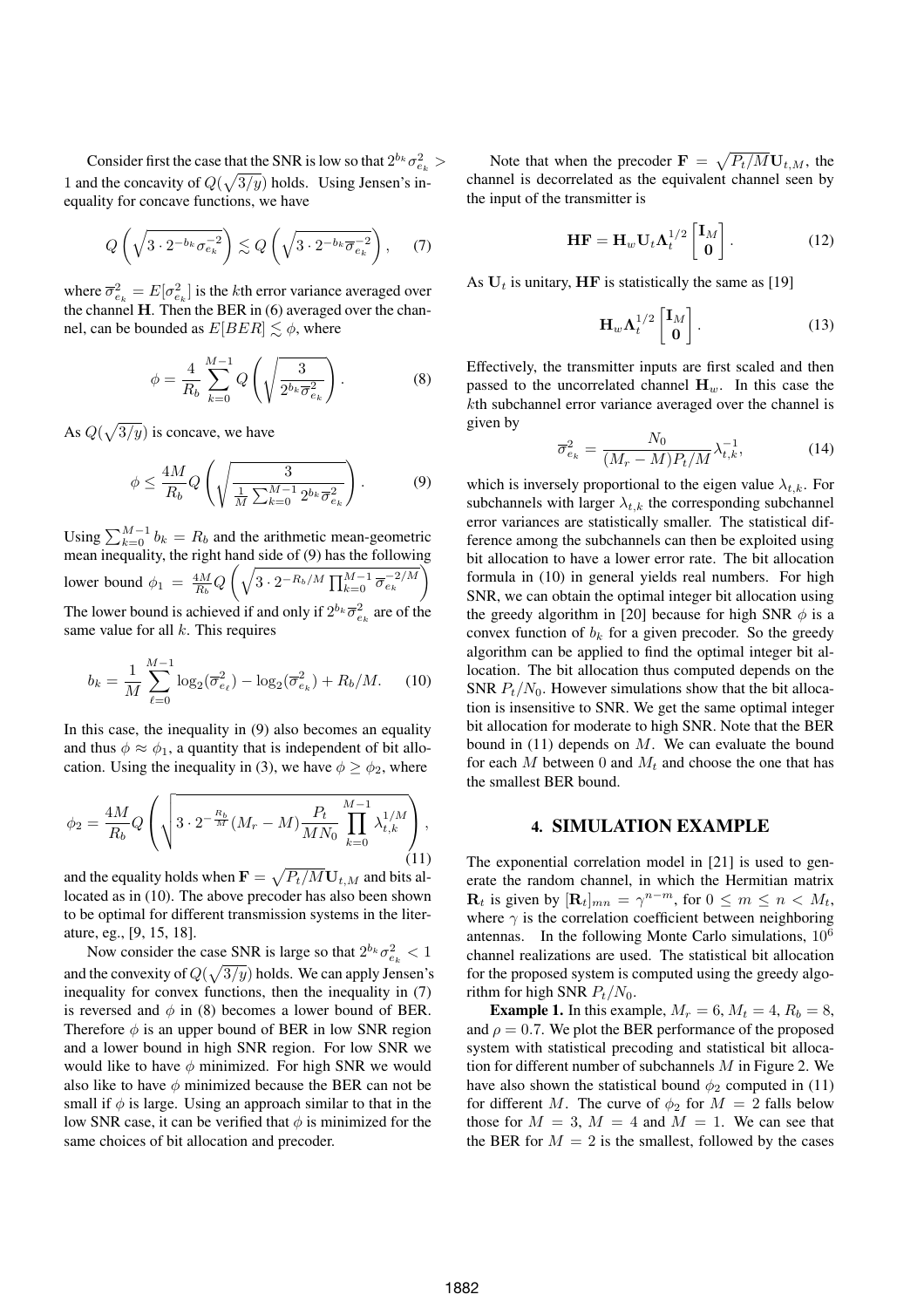Consider first the case that the SNR is low so that $2^{b_k}\sigma^2_{e_k} > 1$ and the concavity of $Q(\sqrt{3/y})$ holds. Using Jensen's inequality for concave functions, we have

$$Q\left(\sqrt{3\cdot 2^{-b_k}\sigma_{e_k}^{-2}}\right) \lesssim Q\left(\sqrt{3\cdot 2^{-b_k}\overline{\sigma}_{e_k}^{-2}}\right), \quad (7)$$

where $\overline{\sigma}^2_{e_k} = E[\sigma^2_{e_k}]$ is the $k$th error variance averaged over the channel $\mathbf{H}$. Then the BER in (6) averaged over the channel, can be bounded as $E[BER] \lesssim \phi$, where

$$\phi = \frac{4}{R_b}\sum_{k=0}^{M-1} Q\left(\sqrt{\frac{3}{2^{b_k}\overline{\sigma}^2_{e_k}}}\right). \quad (8)$$

As $Q(\sqrt{3/y})$ is concave, we have

$$\phi \leq \frac{4M}{R_b} Q\left(\sqrt{\frac{3}{\frac{1}{M}\sum_{k=0}^{M-1} 2^{b_k}\overline{\sigma}^2_{e_k}}}\right). \quad (9)$$

Using $\sum_{k=0}^{M-1} b_k = R_b$ and the arithmetic mean-geometric mean inequality, the right hand side of (9) has the following lower bound $\phi_1 = \frac{4M}{R_b} Q\left(\sqrt{3\cdot 2^{-R_b/M}\prod_{k=0}^{M-1}\overline{\sigma}_{e_k}^{-2/M}}\right)$ The lower bound is achieved if and only if $2^{b_k}\overline{\sigma}^2_{e_k}$ are of the same value for all $k$. This requires

$$b_k = \frac{1}{M}\sum_{\ell=0}^{M-1}\log_2(\overline{\sigma}^2_{e_\ell}) - \log_2(\overline{\sigma}^2_{e_k}) + R_b/M. \quad (10)$$

In this case, the inequality in (9) also becomes an equality and thus $\phi \approx \phi_1$, a quantity that is independent of bit allocation. Using the inequality in (3), we have $\phi \geq \phi_2$, where

$$\phi_2 = \frac{4M}{R_b} Q\left(\sqrt{3\cdot 2^{-\frac{R_b}{M}}(M_r - M)\frac{P_t}{MN_0}\prod_{k=0}^{M-1}\lambda_{t,k}^{1/M}}\right), \quad (11)$$

and the equality holds when $\mathbf{F} = \sqrt{P_t/M}\mathbf{U}_{t,M}$ and bits allocated as in (10). The above precoder has also been shown to be optimal for different transmission systems in the literature, eg., [9, 15, 18].

Now consider the case SNR is large so that $2^{b_k}\sigma^2_{e_k} < 1$ and the convexity of $Q(\sqrt{3/y})$ holds. We can apply Jensen's inequality for convex functions, then the inequality in (7) is reversed and $\phi$ in (8) becomes a lower bound of BER. Therefore $\phi$ is an upper bound of BER in low SNR region and a lower bound in high SNR region. For low SNR we would like to have $\phi$ minimized. For high SNR we would also like to have $\phi$ minimized because the BER can not be small if $\phi$ is large. Using an approach similar to that in the low SNR case, it can be verified that $\phi$ is minimized for the same choices of bit allocation and precoder.

Note that when the precoder $\mathbf{F} = \sqrt{P_t/M}\mathbf{U}_{t,M}$, the channel is decorrelated as the equivalent channel seen by the input of the transmitter is

$$\mathbf{HF} = \mathbf{H}_w\mathbf{U}_t\mathbf{\Lambda}_t^{1/2}\begin{bmatrix}\mathbf{I}_M \\ \mathbf{0}\end{bmatrix}. \quad (12)$$

As $\mathbf{U}_t$ is unitary, $\mathbf{HF}$ is statistically the same as [19]

$$\mathbf{H}_w\mathbf{\Lambda}_t^{1/2}\begin{bmatrix}\mathbf{I}_M \\ \mathbf{0}\end{bmatrix}. \quad (13)$$

Effectively, the transmitter inputs are first scaled and then passed to the uncorrelated channel $\mathbf{H}_w$. In this case the $k$th subchannel error variance averaged over the channel is given by

$$\overline{\sigma}^2_{e_k} = \frac{N_0}{(M_r - M)P_t/M}\lambda_{t,k}^{-1}, \quad (14)$$

which is inversely proportional to the eigen value $\lambda_{t,k}$. For subchannels with larger $\lambda_{t,k}$ the corresponding subchannel error variances are statistically smaller. The statistical difference among the subchannels can then be exploited using bit allocation to have a lower error rate. The bit allocation formula in (10) in general yields real numbers. For high SNR, we can obtain the optimal integer bit allocation using the greedy algorithm in [20] because for high SNR $\phi$ is a convex function of $b_k$ for a given precoder. So the greedy algorithm can be applied to find the optimal integer bit allocation. The bit allocation thus computed depends on the SNR $P_t/N_0$. However simulations show that the bit allocation is insensitive to SNR. We get the same optimal integer bit allocation for moderate to high SNR. Note that the BER bound in (11) depends on $M$. We can evaluate the bound for each $M$ between 0 and $M_t$ and choose the one that has the smallest BER bound.

## 4. SIMULATION EXAMPLE

The exponential correlation model in [21] is used to generate the random channel, in which the Hermitian matrix $\mathbf{R}_t$ is given by $[\mathbf{R}_t]_{mn} = \gamma^{n-m}$, for $0 \leq m \leq n < M_t$, where $\gamma$ is the correlation coefficient between neighboring antennas. In the following Monte Carlo simulations, $10^6$ channel realizations are used. The statistical bit allocation for the proposed system is computed using the greedy algorithm for high SNR $P_t/N_0$.

**Example 1.** In this example, $M_r = 6$, $M_t = 4$, $R_b = 8$, and $\rho = 0.7$. We plot the BER performance of the proposed system with statistical precoding and statistical bit allocation for different number of subchannels $M$ in Figure 2. We have also shown the statistical bound $\phi_2$ computed in (11) for different $M$. The curve of $\phi_2$ for $M = 2$ falls below those for $M = 3$, $M = 4$ and $M = 1$. We can see that the BER for $M = 2$ is the smallest, followed by the cases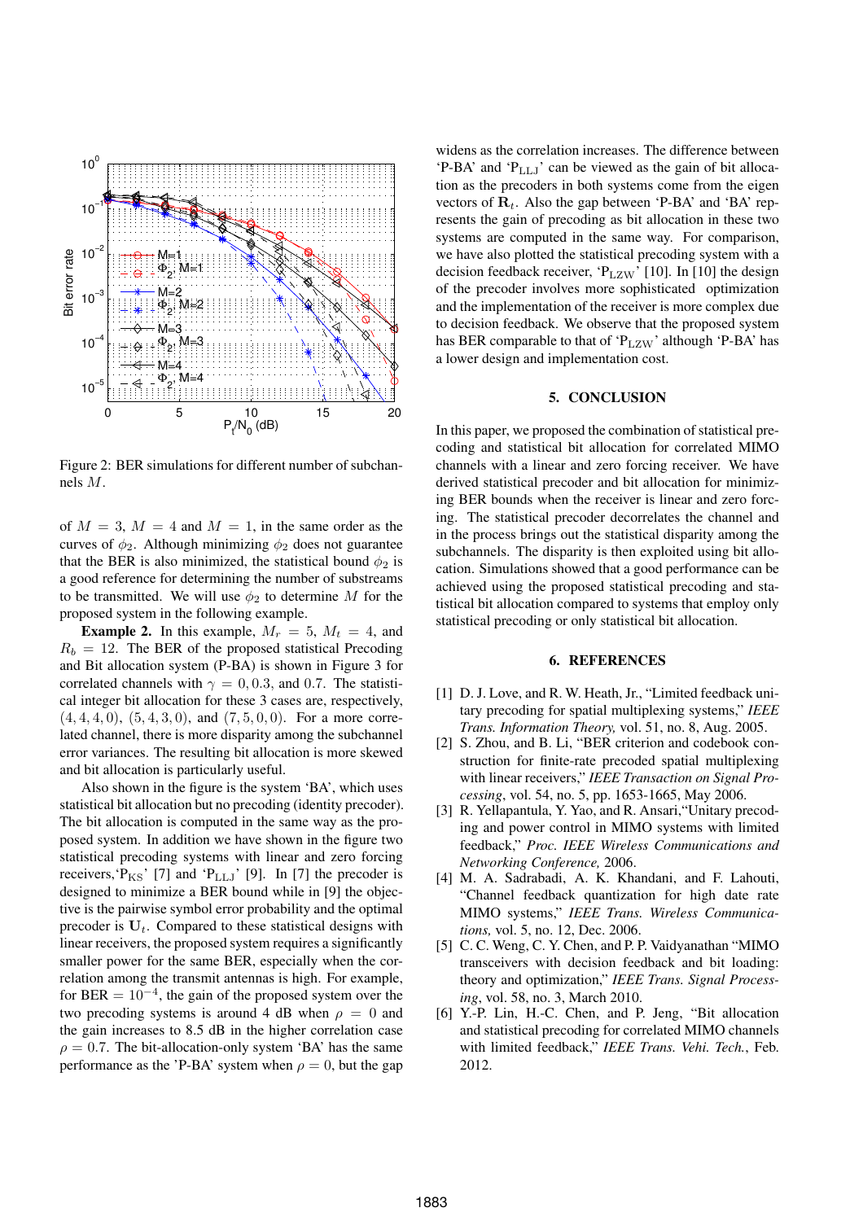Figure 2: BER simulations for different number of subchannels $M$.

of $M = 3$, $M = 4$ and $M = 1$, in the same order as the curves of $\phi_2$. Although minimizing $\phi_2$ does not guarantee that the BER is also minimized, the statistical bound $\phi_2$ is a good reference for determining the number of substreams to be transmitted. We will use $\phi_2$ to determine $M$ for the proposed system in the following example.

**Example 2.** In this example, $M_r = 5$, $M_t = 4$, and $R_b = 12$. The BER of the proposed statistical Precoding and Bit allocation system (P-BA) is shown in Figure 3 for correlated channels with $\gamma = 0, 0.3$, and $0.7$. The statistical integer bit allocation for these 3 cases are, respectively, $(4, 4, 4, 0)$, $(5, 4, 3, 0)$, and $(7, 5, 0, 0)$. For a more correlated channel, there is more disparity among the subchannel error variances. The resulting bit allocation is more skewed and bit allocation is particularly useful.

Also shown in the figure is the system 'BA', which uses statistical bit allocation but no precoding (identity precoder). The bit allocation is computed in the same way as the proposed system. In addition we have shown in the figure two statistical precoding systems with linear and zero forcing receivers,'$\mathrm{P_{KS}}$' [7] and '$\mathrm{P_{LLJ}}$' [9]. In [7] the precoder is designed to minimize a BER bound while in [9] the objective is the pairwise symbol error probability and the optimal precoder is $\mathbf{U}_t$. Compared to these statistical designs with linear receivers, the proposed system requires a significantly smaller power for the same BER, especially when the correlation among the transmit antennas is high. For example, for BER $= 10^{-4}$, the gain of the proposed system over the two precoding systems is around 4 dB when $\rho = 0$ and the gain increases to 8.5 dB in the higher correlation case $\rho = 0.7$. The bit-allocation-only system 'BA' has the same performance as the 'P-BA' system when $\rho = 0$, but the gap widens as the correlation increases. The difference between 'P-BA' and '$\mathrm{P_{LLJ}}$' can be viewed as the gain of bit allocation as the precoders in both systems come from the eigen vectors of $\mathbf{R}_t$. Also the gap between 'P-BA' and 'BA' represents the gain of precoding as bit allocation in these two systems are computed in the same way. For comparison, we have also plotted the statistical precoding system with a decision feedback receiver, '$\mathrm{P_{LZW}}$' [10]. In [10] the design of the precoder involves more sophisticated optimization and the implementation of the receiver is more complex due to decision feedback. We observe that the proposed system has BER comparable to that of '$\mathrm{P_{LZW}}$' although 'P-BA' has a lower design and implementation cost.

## 5. CONCLUSION

In this paper, we proposed the combination of statistical precoding and statistical bit allocation for correlated MIMO channels with a linear and zero forcing receiver. We have derived statistical precoder and bit allocation for minimizing BER bounds when the receiver is linear and zero forcing. The statistical precoder decorrelates the channel and in the process brings out the statistical disparity among the subchannels. The disparity is then exploited using bit allocation. Simulations showed that a good performance can be achieved using the proposed statistical precoding and statistical bit allocation compared to systems that employ only statistical precoding or only statistical bit allocation.

## 6. REFERENCES

[1] D. J. Love, and R. W. Heath, Jr., "Limited feedback unitary precoding for spatial multiplexing systems," *IEEE Trans. Information Theory,* vol. 51, no. 8, Aug. 2005.

[2] S. Zhou, and B. Li, "BER criterion and codebook construction for finite-rate precoded spatial multiplexing with linear receivers," *IEEE Transaction on Signal Processing*, vol. 54, no. 5, pp. 1653-1665, May 2006.

[3] R. Yellapantula, Y. Yao, and R. Ansari,"Unitary precoding and power control in MIMO systems with limited feedback," *Proc. IEEE Wireless Communications and Networking Conference,* 2006.

[4] M. A. Sadrabadi, A. K. Khandani, and F. Lahouti, "Channel feedback quantization for high date rate MIMO systems," *IEEE Trans. Wireless Communications,* vol. 5, no. 12, Dec. 2006.

[5] C. C. Weng, C. Y. Chen, and P. P. Vaidyanathan "MIMO transceivers with decision feedback and bit loading: theory and optimization," *IEEE Trans. Signal Processing*, vol. 58, no. 3, March 2010.

[6] Y.-P. Lin, H.-C. Chen, and P. Jeng, "Bit allocation and statistical precoding for correlated MIMO channels with limited feedback," *IEEE Trans. Vehi. Tech.*, Feb. 2012.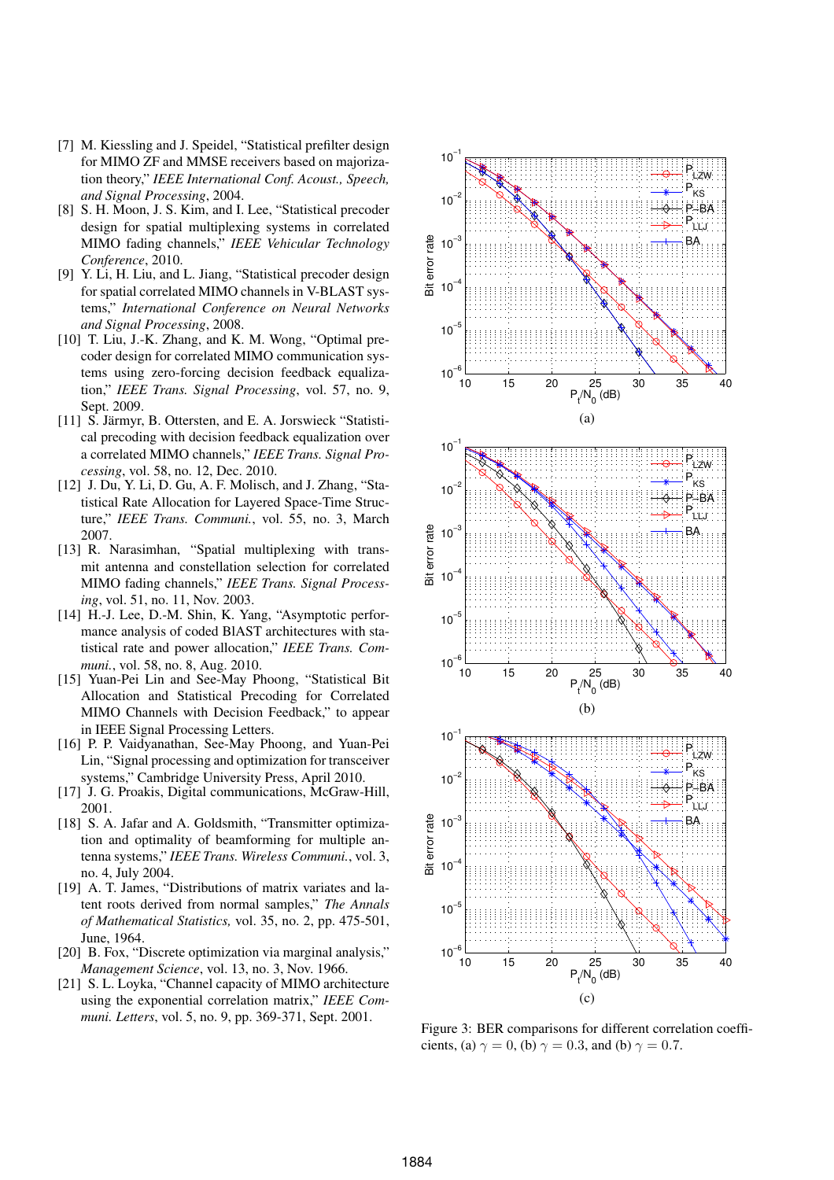[7] M. Kiessling and J. Speidel, "Statistical prefilter design for MIMO ZF and MMSE receivers based on majorization theory," *IEEE International Conf. Acoust., Speech, and Signal Processing*, 2004.

[8] S. H. Moon, J. S. Kim, and I. Lee, "Statistical precoder design for spatial multiplexing systems in correlated MIMO fading channels," *IEEE Vehicular Technology Conference*, 2010.

[9] Y. Li, H. Liu, and L. Jiang, "Statistical precoder design for spatial correlated MIMO channels in V-BLAST systems," *International Conference on Neural Networks and Signal Processing*, 2008.

[10] T. Liu, J.-K. Zhang, and K. M. Wong, "Optimal precoder design for correlated MIMO communication systems using zero-forcing decision feedback equalization," *IEEE Trans. Signal Processing*, vol. 57, no. 9, Sept. 2009.

[11] S. Järmyr, B. Ottersten, and E. A. Jorswieck "Statistical precoding with decision feedback equalization over a correlated MIMO channels," *IEEE Trans. Signal Processing*, vol. 58, no. 12, Dec. 2010.

[12] J. Du, Y. Li, D. Gu, A. F. Molisch, and J. Zhang, "Statistical Rate Allocation for Layered Space-Time Structure," *IEEE Trans. Communi.*, vol. 55, no. 3, March 2007.

[13] R. Narasimhan, "Spatial multiplexing with transmit antenna and constellation selection for correlated MIMO fading channels," *IEEE Trans. Signal Processing*, vol. 51, no. 11, Nov. 2003.

[14] H.-J. Lee, D.-M. Shin, K. Yang, "Asymptotic performance analysis of coded BlAST architectures with statistical rate and power allocation," *IEEE Trans. Communi.*, vol. 58, no. 8, Aug. 2010.

[15] Yuan-Pei Lin and See-May Phoong, "Statistical Bit Allocation and Statistical Precoding for Correlated MIMO Channels with Decision Feedback," to appear in IEEE Signal Processing Letters.

[16] P. P. Vaidyanathan, See-May Phoong, and Yuan-Pei Lin, "Signal processing and optimization for transceiver systems," Cambridge University Press, April 2010.

[17] J. G. Proakis, Digital communications, McGraw-Hill, 2001.

[18] S. A. Jafar and A. Goldsmith, "Transmitter optimization and optimality of beamforming for multiple antenna systems," *IEEE Trans. Wireless Communi.*, vol. 3, no. 4, July 2004.

[19] A. T. James, "Distributions of matrix variates and latent roots derived from normal samples," *The Annals of Mathematical Statistics,* vol. 35, no. 2, pp. 475-501, June, 1964.

[20] B. Fox, "Discrete optimization via marginal analysis," *Management Science*, vol. 13, no. 3, Nov. 1966.

[21] S. L. Loyka, "Channel capacity of MIMO architecture using the exponential correlation matrix," *IEEE Communi. Letters*, vol. 5, no. 9, pp. 369-371, Sept. 2001.

Bit error rate
$P_t/N_0$ (dB)
$P_{LZW}$
$P_{KS}$
P-BA
$P_{LLJ}$
BA
(a)

Bit error rate
$P_t/N_0$ (dB)
$P_{LZW}$
$P_{KS}$
P-BA
$P_{LLJ}$
BA
(b)

Bit error rate
$P_t/N_0$ (dB)
$P_{LZW}$
$P_{KS}$
P-BA
$P_{LLJ}$
BA
(c)

Figure 3: BER comparisons for different correlation coefficients, (a) $\gamma = 0$, (b) $\gamma = 0.3$, and (b) $\gamma = 0.7$.